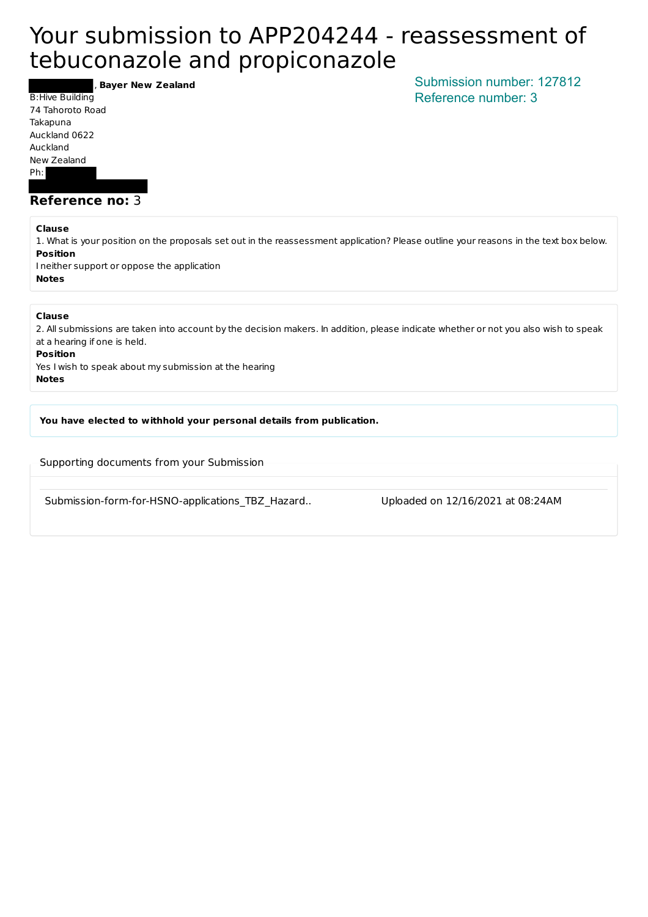# Your submission to APP204244 - reassessment of tebuconazole and propiconazole

Submission number: 127812
Reference number: 3

, **Bayer New Zealand**
B:Hive Building
74 Tahoroto Road
Takapuna
Auckland 0622
Auckland
New Zealand
Ph:

**Reference no:** 3

**Clause**
1. What is your position on the proposals set out in the reassessment application? Please outline your reasons in the text box below.

**Position**
I neither support or oppose the application

**Notes**

**Clause**
2. All submissions are taken into account by the decision makers. In addition, please indicate whether or not you also wish to speak at a hearing if one is held.

**Position**
Yes I wish to speak about my submission at the hearing

**Notes**

**You have elected to withhold your personal details from publication.**

Supporting documents from your Submission

| | |
|---|---|
| Submission-form-for-HSNO-applications_TBZ_Hazard.. | Uploaded on 12/16/2021 at 08:24AM |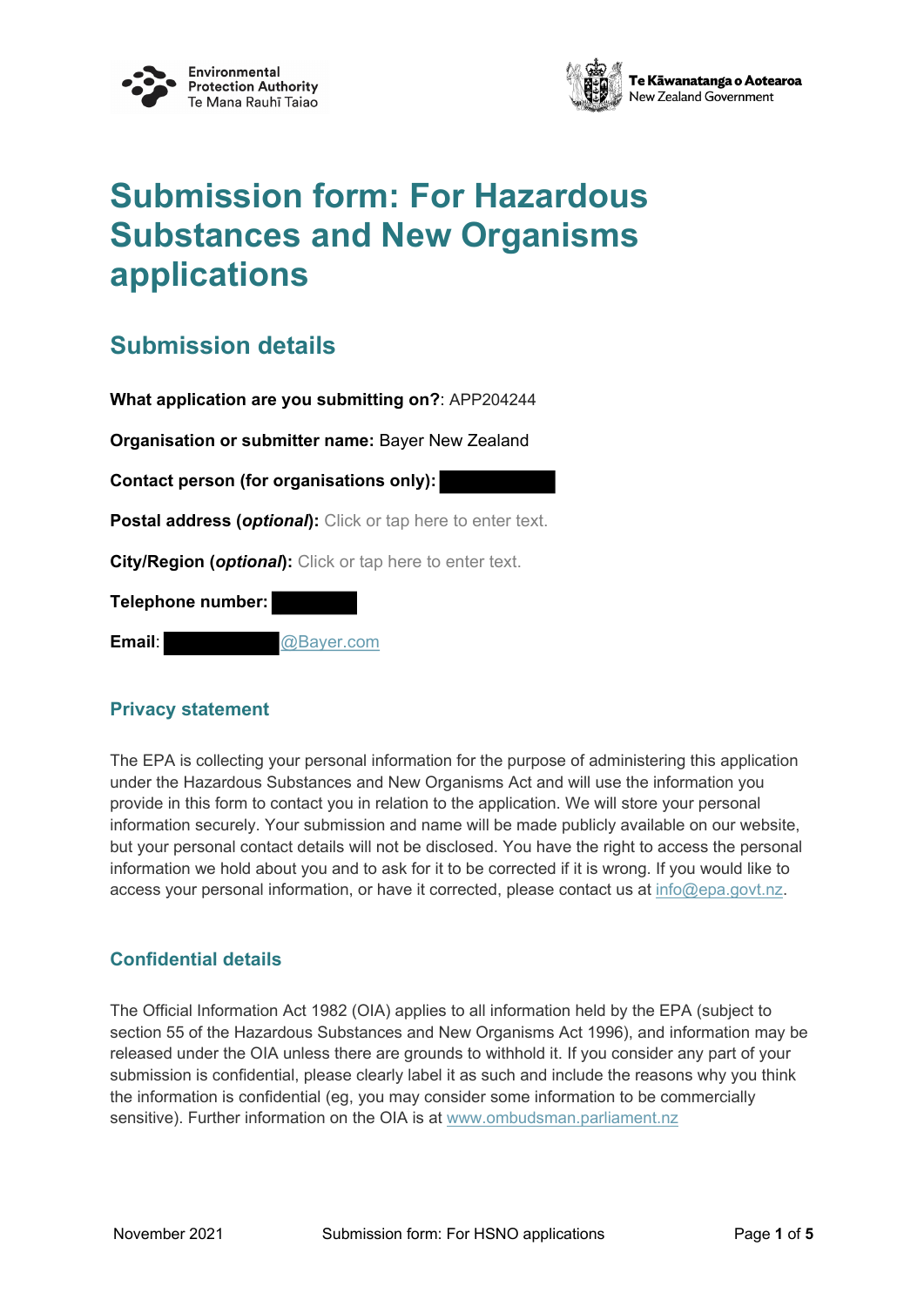# Submission form: For Hazardous Substances and New Organisms applications

## Submission details

**What application are you submitting on?**: APP204244

**Organisation or submitter name:** Bayer New Zealand

**Contact person (for organisations only):** 

**Postal address (*optional*):** Click or tap here to enter text.

**City/Region (*optional*):** Click or tap here to enter text.

**Telephone number:** 

**Email**: @Bayer.com

### Privacy statement

The EPA is collecting your personal information for the purpose of administering this application under the Hazardous Substances and New Organisms Act and will use the information you provide in this form to contact you in relation to the application. We will store your personal information securely. Your submission and name will be made publicly available on our website, but your personal contact details will not be disclosed. You have the right to access the personal information we hold about you and to ask for it to be corrected if it is wrong. If you would like to access your personal information, or have it corrected, please contact us at info@epa.govt.nz.

### Confidential details

The Official Information Act 1982 (OIA) applies to all information held by the EPA (subject to section 55 of the Hazardous Substances and New Organisms Act 1996), and information may be released under the OIA unless there are grounds to withhold it. If you consider any part of your submission is confidential, please clearly label it as such and include the reasons why you think the information is confidential (eg, you may consider some information to be commercially sensitive). Further information on the OIA is at www.ombudsman.parliament.nz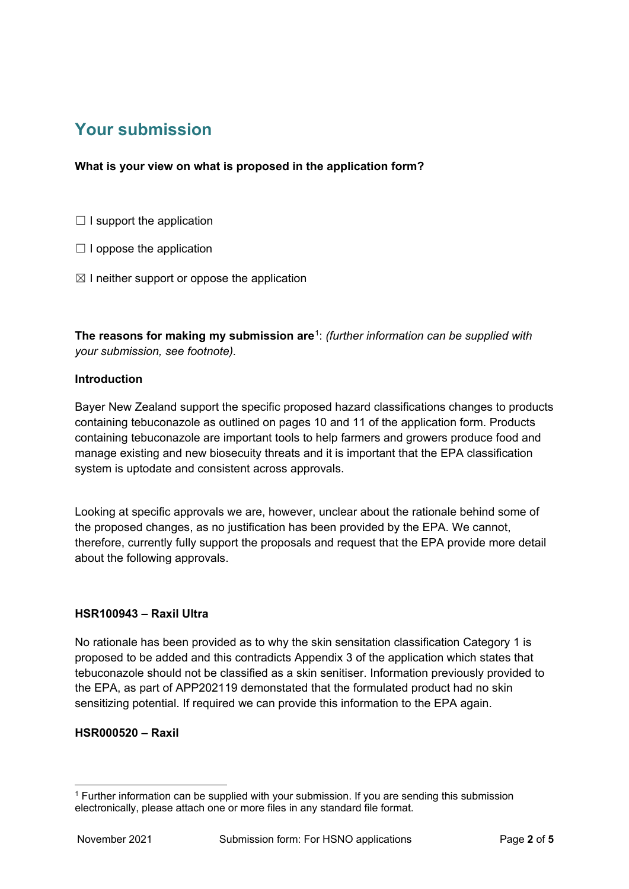## Your submission

**What is your view on what is proposed in the application form?**

☐ I support the application

☐ I oppose the application

☒ I neither support or oppose the application

**The reasons for making my submission are**[1]: *(further information can be supplied with your submission, see footnote).*

**Introduction**

Bayer New Zealand support the specific proposed hazard classifications changes to products containing tebuconazole as outlined on pages 10 and 11 of the application form. Products containing tebuconazole are important tools to help farmers and growers produce food and manage existing and new biosecuity threats and it is important that the EPA classification system is uptodate and consistent across approvals.

Looking at specific approvals we are, however, unclear about the rationale behind some of the proposed changes, as no justification has been provided by the EPA. We cannot, therefore, currently fully support the proposals and request that the EPA provide more detail about the following approvals.

**HSR100943 – Raxil Ultra**

No rationale has been provided as to why the skin sensitation classification Category 1 is proposed to be added and this contradicts Appendix 3 of the application which states that tebuconazole should not be classified as a skin senitiser. Information previously provided to the EPA, as part of APP202119 demonstated that the formulated product had no skin sensitizing potential. If required we can provide this information to the EPA again.

**HSR000520 – Raxil**

[1] Further information can be supplied with your submission. If you are sending this submission electronically, please attach one or more files in any standard file format.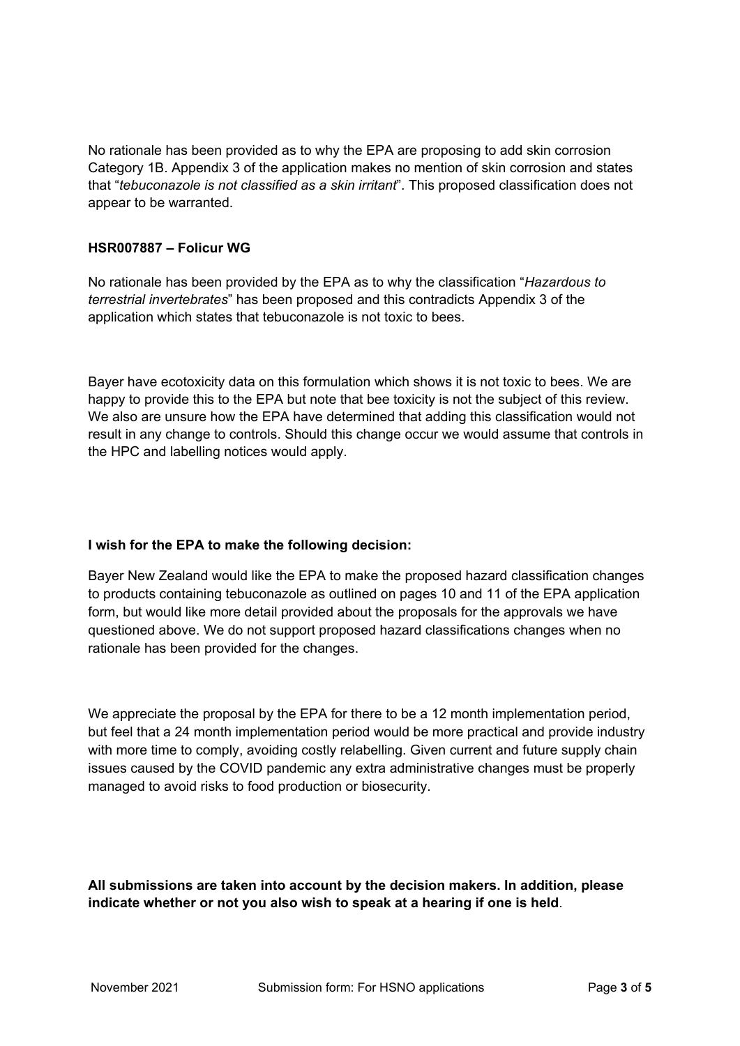No rationale has been provided as to why the EPA are proposing to add skin corrosion Category 1B. Appendix 3 of the application makes no mention of skin corrosion and states that "*tebuconazole is not classified as a skin irritant*". This proposed classification does not appear to be warranted.

**HSR007887 – Folicur WG**

No rationale has been provided by the EPA as to why the classification "*Hazardous to terrestrial invertebrates*" has been proposed and this contradicts Appendix 3 of the application which states that tebuconazole is not toxic to bees.

Bayer have ecotoxicity data on this formulation which shows it is not toxic to bees. We are happy to provide this to the EPA but note that bee toxicity is not the subject of this review. We also are unsure how the EPA have determined that adding this classification would not result in any change to controls. Should this change occur we would assume that controls in the HPC and labelling notices would apply.

**I wish for the EPA to make the following decision:**

Bayer New Zealand would like the EPA to make the proposed hazard classification changes to products containing tebuconazole as outlined on pages 10 and 11 of the EPA application form, but would like more detail provided about the proposals for the approvals we have questioned above. We do not support proposed hazard classifications changes when no rationale has been provided for the changes.

We appreciate the proposal by the EPA for there to be a 12 month implementation period, but feel that a 24 month implementation period would be more practical and provide industry with more time to comply, avoiding costly relabelling. Given current and future supply chain issues caused by the COVID pandemic any extra administrative changes must be properly managed to avoid risks to food production or biosecurity.

**All submissions are taken into account by the decision makers. In addition, please indicate whether or not you also wish to speak at a hearing if one is held**.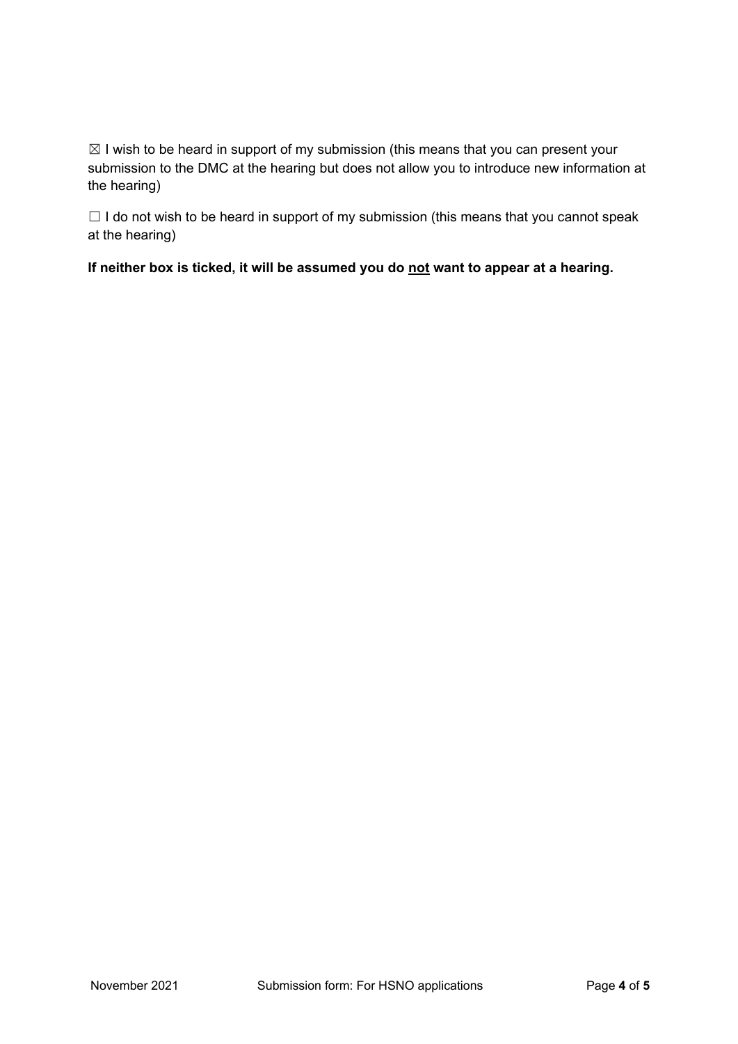☒ I wish to be heard in support of my submission (this means that you can present your submission to the DMC at the hearing but does not allow you to introduce new information at the hearing)

☐ I do not wish to be heard in support of my submission (this means that you cannot speak at the hearing)

**If neither box is ticked, it will be assumed you do <u>not</u> want to appear at a hearing.**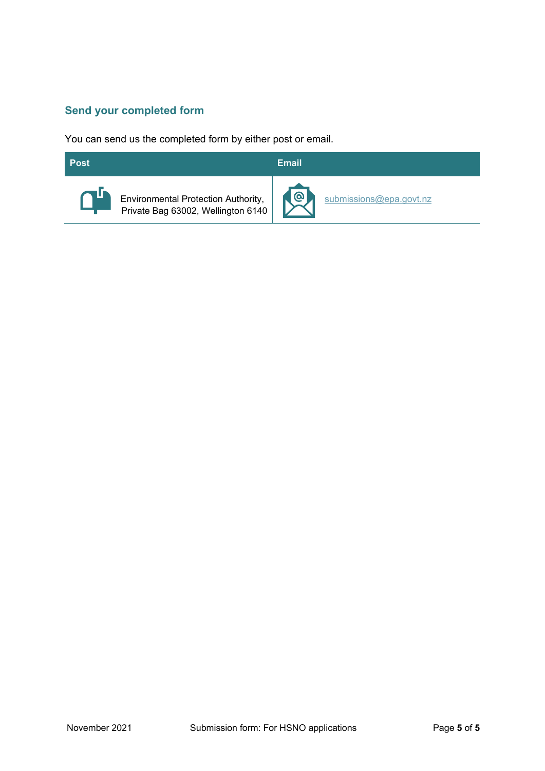## Send your completed form

You can send us the completed form by either post or email.

| Post | Email |
|---|---|
| Environmental Protection Authority, Private Bag 63002, Wellington 6140 | submissions@epa.govt.nz |